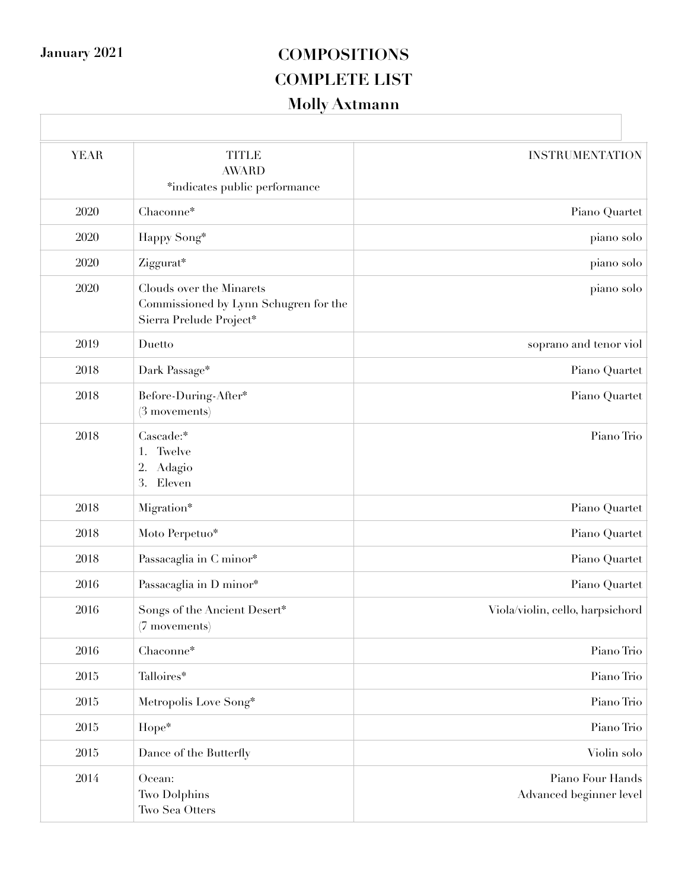January 2021

# COMPOSITIONS
# COMPLETE LIST
## Molly Axtmann

| YEAR | TITLE<br>AWARD<br>*indicates public performance | INSTRUMENTATION |
|---|---|---|
| 2020 | Chaconne* | Piano Quartet |
| 2020 | Happy Song* | piano solo |
| 2020 | Ziggurat* | piano solo |
| 2020 | Clouds over the Minarets<br>Commissioned by Lynn Schugren for the Sierra Prelude Project* | piano solo |
| 2019 | Duetto | soprano and tenor viol |
| 2018 | Dark Passage* | Piano Quartet |
| 2018 | Before-During-After*<br>(3 movements) | Piano Quartet |
| 2018 | Cascade:*<br>1. Twelve<br>2. Adagio<br>3. Eleven | Piano Trio |
| 2018 | Migration* | Piano Quartet |
| 2018 | Moto Perpetuo* | Piano Quartet |
| 2018 | Passacaglia in C minor* | Piano Quartet |
| 2016 | Passacaglia in D minor* | Piano Quartet |
| 2016 | Songs of the Ancient Desert*<br>(7 movements) | Viola/violin, cello, harpsichord |
| 2016 | Chaconne* | Piano Trio |
| 2015 | Talloires* | Piano Trio |
| 2015 | Metropolis Love Song* | Piano Trio |
| 2015 | Hope* | Piano Trio |
| 2015 | Dance of the Butterfly | Violin solo |
| 2014 | Ocean:<br>Two Dolphins<br>Two Sea Otters | Piano Four Hands<br>Advanced beginner level |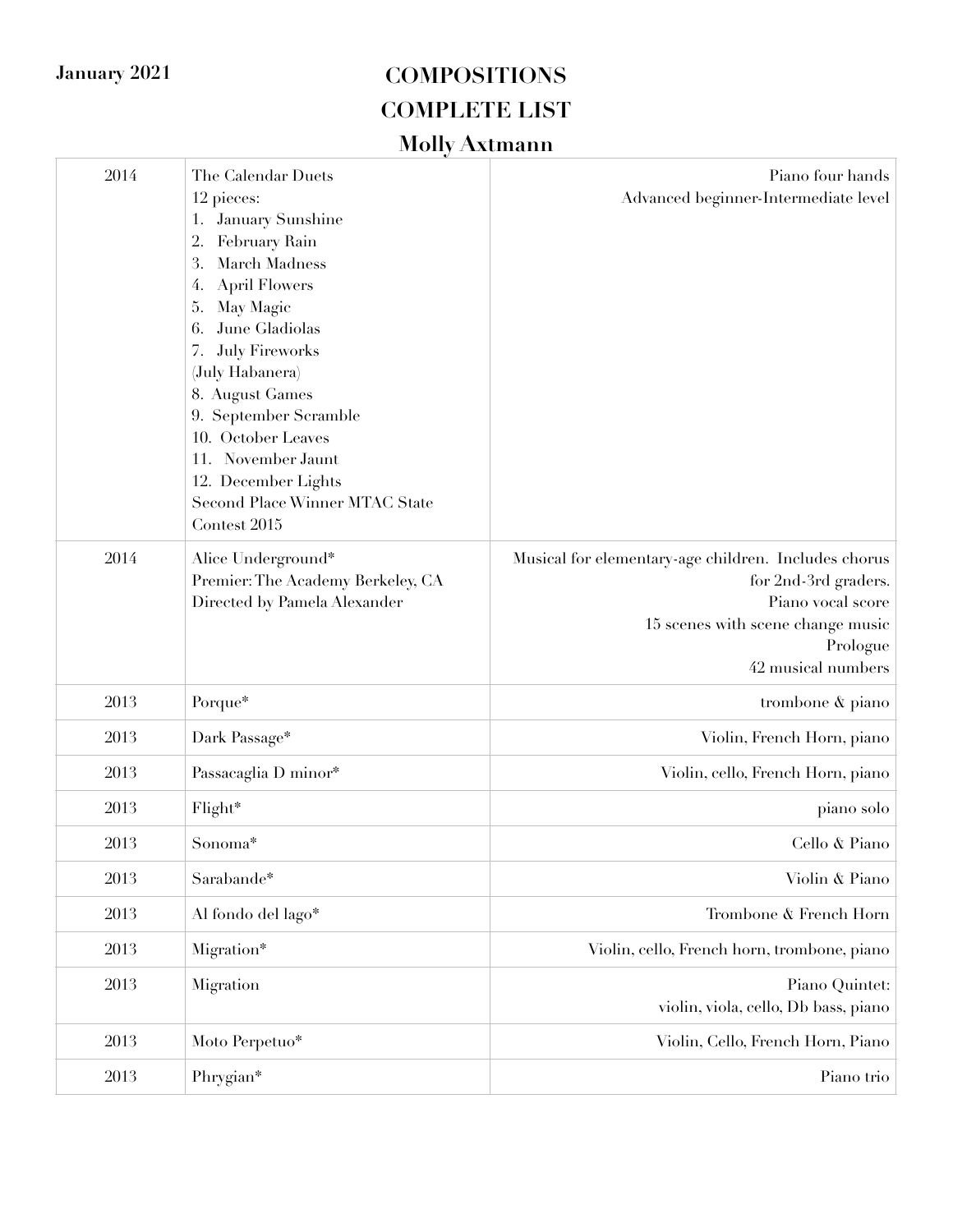January 2021

# COMPOSITIONS
# COMPLETE LIST
## Molly Axtmann

| | | |
|---|---|---|
| 2014 | The Calendar Duets<br>12 pieces:<br>1. January Sunshine<br>2. February Rain<br>3. March Madness<br>4. April Flowers<br>5. May Magic<br>6. June Gladiolas<br>7. July Fireworks<br>(July Habanera)<br>8. August Games<br>9. September Scramble<br>10. October Leaves<br>11. November Jaunt<br>12. December Lights<br>Second Place Winner MTAC State Contest 2015 | Piano four hands<br>Advanced beginner-Intermediate level |
| 2014 | Alice Underground*<br>Premier: The Academy Berkeley, CA<br>Directed by Pamela Alexander | Musical for elementary-age children. Includes chorus for 2nd-3rd graders.<br>Piano vocal score<br>15 scenes with scene change music<br>Prologue<br>42 musical numbers |
| 2013 | Porque* | trombone & piano |
| 2013 | Dark Passage* | Violin, French Horn, piano |
| 2013 | Passacaglia D minor* | Violin, cello, French Horn, piano |
| 2013 | Flight* | piano solo |
| 2013 | Sonoma* | Cello & Piano |
| 2013 | Sarabande* | Violin & Piano |
| 2013 | Al fondo del lago* | Trombone & French Horn |
| 2013 | Migration* | Violin, cello, French horn, trombone, piano |
| 2013 | Migration | Piano Quintet:<br>violin, viola, cello, Db bass, piano |
| 2013 | Moto Perpetuo* | Violin, Cello, French Horn, Piano |
| 2013 | Phrygian* | Piano trio |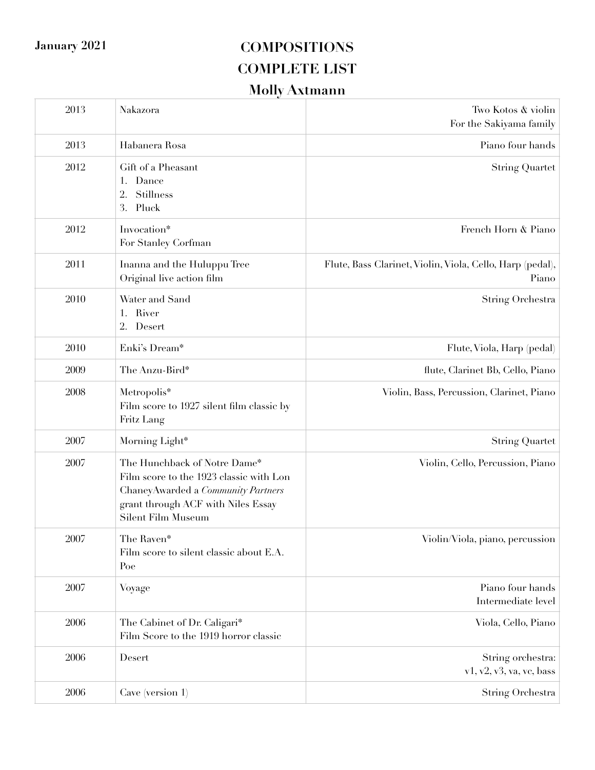January 2021

# COMPOSITIONS
# COMPLETE LIST
## Molly Axtmann

| | | |
|---|---|---|
| 2013 | Nakazora | Two Kotos & violin<br>For the Sakiyama family |
| 2013 | Habanera Rosa | Piano four hands |
| 2012 | Gift of a Pheasant<br>1. Dance<br>2. Stillness<br>3. Pluck | String Quartet |
| 2012 | Invocation*<br>For Stanley Corfman | French Horn & Piano |
| 2011 | Inanna and the Huluppu Tree<br>Original live action film | Flute, Bass Clarinet, Violin, Viola, Cello, Harp (pedal), Piano |
| 2010 | Water and Sand<br>1. River<br>2. Desert | String Orchestra |
| 2010 | Enki's Dream* | Flute, Viola, Harp (pedal) |
| 2009 | The Anzu-Bird* | flute, Clarinet Bb, Cello, Piano |
| 2008 | Metropolis*<br>Film score to 1927 silent film classic by Fritz Lang | Violin, Bass, Percussion, Clarinet, Piano |
| 2007 | Morning Light* | String Quartet |
| 2007 | The Hunchback of Notre Dame*<br>Film score to the 1923 classic with Lon ChaneyAwarded a *Community Partners* grant through ACF with Niles Essay Silent Film Museum | Violin, Cello, Percussion, Piano |
| 2007 | The Raven*<br>Film score to silent classic about E.A. Poe | Violin/Viola, piano, percussion |
| 2007 | Voyage | Piano four hands<br>Intermediate level |
| 2006 | The Cabinet of Dr. Caligari*<br>Film Score to the 1919 horror classic | Viola, Cello, Piano |
| 2006 | Desert | String orchestra:<br>v1, v2, v3, va, vc, bass |
| 2006 | Cave (version 1) | String Orchestra |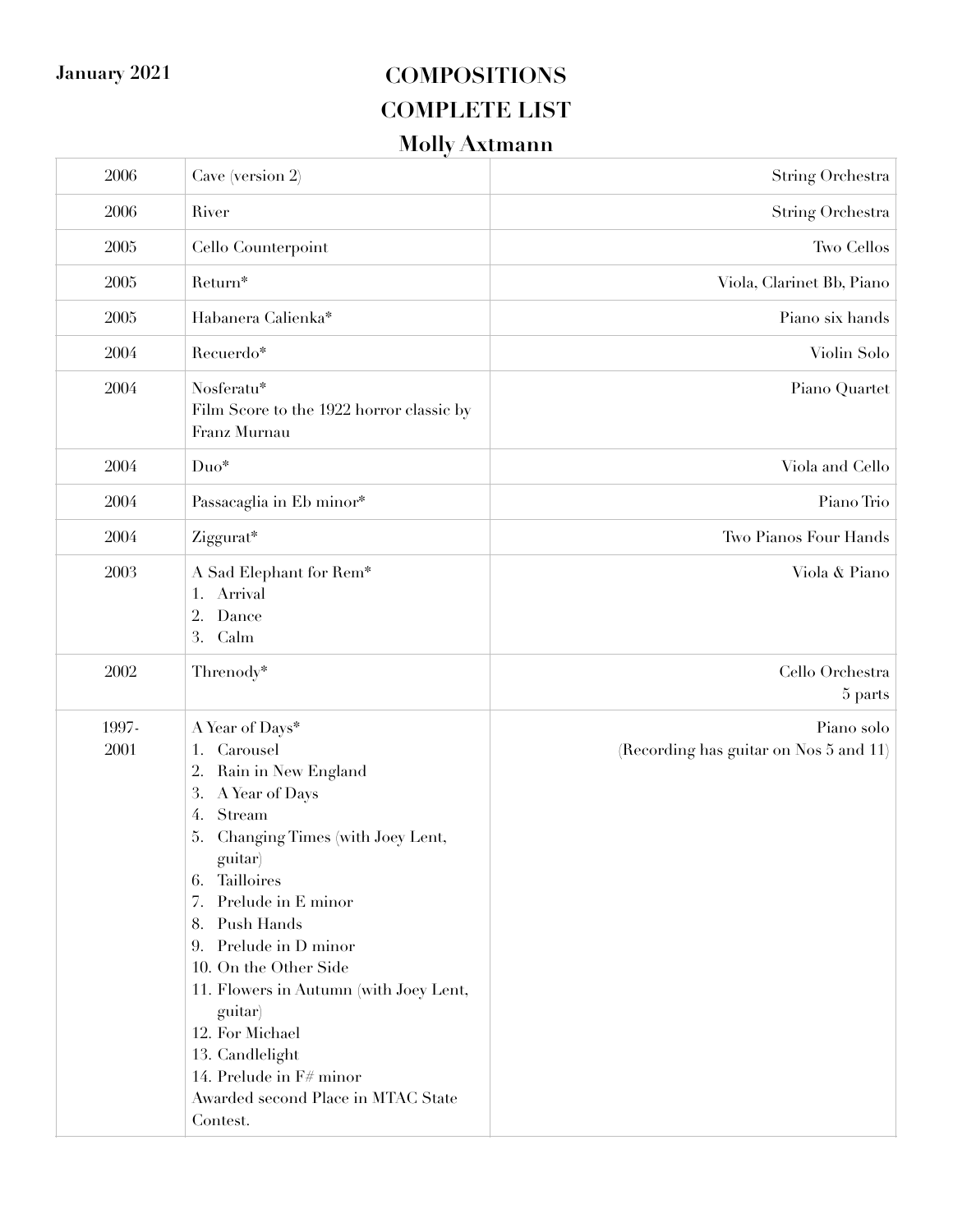**January 2021**

# COMPOSITIONS
# COMPLETE LIST
## Molly Axtmann

| | | |
|---|---|---|
| 2006 | Cave (version 2) | String Orchestra |
| 2006 | River | String Orchestra |
| 2005 | Cello Counterpoint | Two Cellos |
| 2005 | Return* | Viola, Clarinet Bb, Piano |
| 2005 | Habanera Calienka* | Piano six hands |
| 2004 | Recuerdo* | Violin Solo |
| 2004 | Nosferatu*<br>Film Score to the 1922 horror classic by Franz Murnau | Piano Quartet |
| 2004 | Duo* | Viola and Cello |
| 2004 | Passacaglia in Eb minor* | Piano Trio |
| 2004 | Ziggurat* | Two Pianos Four Hands |
| 2003 | A Sad Elephant for Rem*<br>1. Arrival<br>2. Dance<br>3. Calm | Viola & Piano |
| 2002 | Threnody* | Cello Orchestra<br>5 parts |
| 1997-2001 | A Year of Days*<br>1. Carousel<br>2. Rain in New England<br>3. A Year of Days<br>4. Stream<br>5. Changing Times (with Joey Lent, guitar)<br>6. Tailloires<br>7. Prelude in E minor<br>8. Push Hands<br>9. Prelude in D minor<br>10. On the Other Side<br>11. Flowers in Autumn (with Joey Lent, guitar)<br>12. For Michael<br>13. Candlelight<br>14. Prelude in F# minor<br>Awarded second Place in MTAC State Contest. | Piano solo<br>(Recording has guitar on Nos 5 and 11) |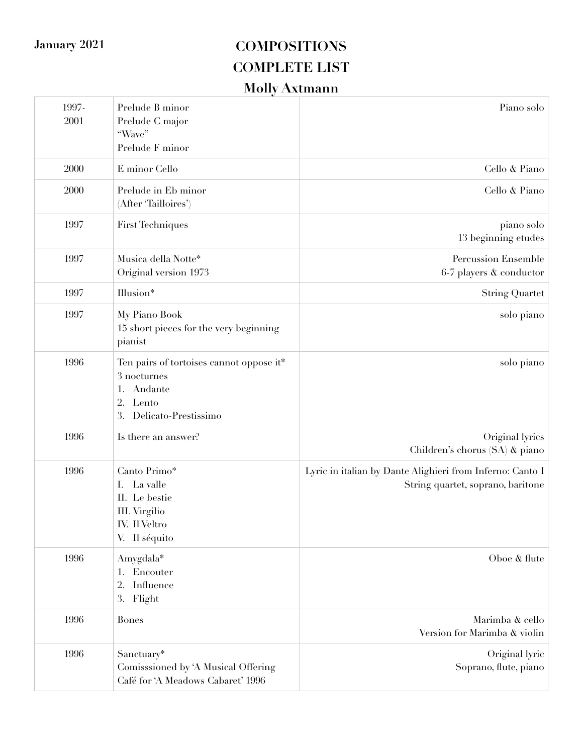January 2021

# COMPOSITIONS
# COMPLETE LIST
## Molly Axtmann

| | | |
|---|---|---|
| 1997-2001 | Prelude B minor<br>Prelude C major<br>"Wave"<br>Prelude F minor | Piano solo |
| 2000 | E minor Cello | Cello & Piano |
| 2000 | Prelude in Eb minor<br>(After 'Tailloires') | Cello & Piano |
| 1997 | First Techniques | piano solo<br>13 beginning etudes |
| 1997 | Musica della Notte*<br>Original version 1973 | Percussion Ensemble<br>6-7 players & conductor |
| 1997 | Illusion* | String Quartet |
| 1997 | My Piano Book<br>15 short pieces for the very beginning pianist | solo piano |
| 1996 | Ten pairs of tortoises cannot oppose it*<br>3 nocturnes<br>1. Andante<br>2. Lento<br>3. Delicato-Prestissimo | solo piano |
| 1996 | Is there an answer? | Original lyrics<br>Children's chorus (SA) & piano |
| 1996 | Canto Primo*<br>I. La valle<br>II. Le bestie<br>III. Virgilio<br>IV. Il Veltro<br>V. Il séquito | Lyric in italian by Dante Alighieri from Inferno: Canto I<br>String quartet, soprano, baritone |
| 1996 | Amygdala*<br>1. Encouter<br>2. Influence<br>3. Flight | Oboe & flute |
| 1996 | Bones | Marimba & cello<br>Version for Marimba & violin |
| 1996 | Sanctuary*<br>Comisssioned by 'A Musical Offering Café for 'A Meadows Cabaret' 1996 | Original lyric<br>Soprano, flute, piano |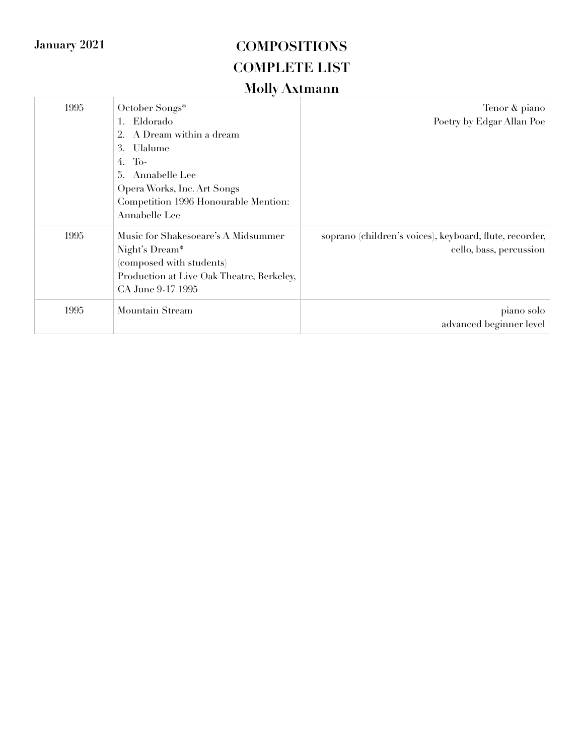January 2021

# COMPOSITIONS
# COMPLETE LIST
## Molly Axtmann

| | | |
|---|---|---|
| 1995 | October Songs*<br>1. Eldorado<br>2. A Dream within a dream<br>3. Ulalume<br>4. To-<br>5. Annabelle Lee<br>Opera Works, Inc. Art Songs Competition 1996 Honourable Mention: Annabelle Lee | Tenor & piano<br>Poetry by Edgar Allan Poe |
| 1995 | Music for Shakesoeare's A Midsummer Night's Dream*<br>(composed with students)<br>Production at Live Oak Theatre, Berkeley, CA June 9-17 1995 | soprano (children's voices), keyboard, flute, recorder, cello, bass, percussion |
| 1995 | Mountain Stream | piano solo<br>advanced beginner level |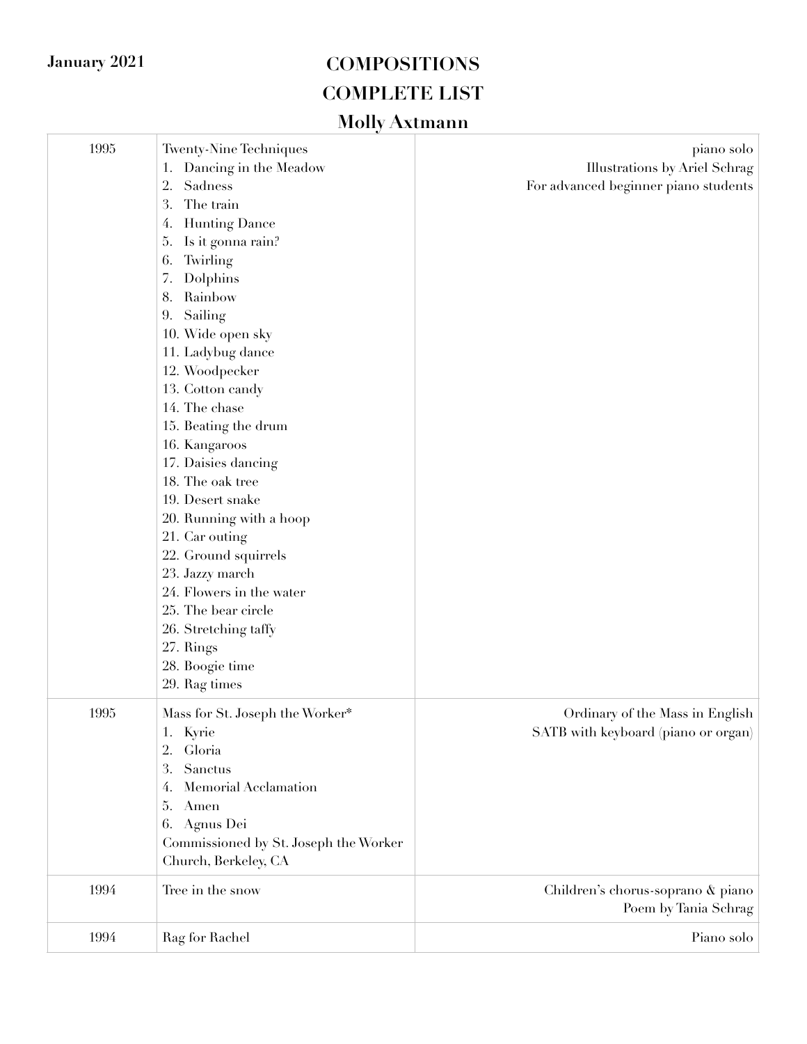January 2021

# COMPOSITIONS
# COMPLETE LIST
## Molly Axtmann

| | | |
|---|---|---|
| 1995 | Twenty-Nine Techniques<br>1. Dancing in the Meadow<br>2. Sadness<br>3. The train<br>4. Hunting Dance<br>5. Is it gonna rain?<br>6. Twirling<br>7. Dolphins<br>8. Rainbow<br>9. Sailing<br>10. Wide open sky<br>11. Ladybug dance<br>12. Woodpecker<br>13. Cotton candy<br>14. The chase<br>15. Beating the drum<br>16. Kangaroos<br>17. Daisies dancing<br>18. The oak tree<br>19. Desert snake<br>20. Running with a hoop<br>21. Car outing<br>22. Ground squirrels<br>23. Jazzy march<br>24. Flowers in the water<br>25. The bear circle<br>26. Stretching taffy<br>27. Rings<br>28. Boogie time<br>29. Rag times | piano solo<br>Illustrations by Ariel Schrag<br>For advanced beginner piano students |
| 1995 | Mass for St. Joseph the Worker*<br>1. Kyrie<br>2. Gloria<br>3. Sanctus<br>4. Memorial Acclamation<br>5. Amen<br>6. Agnus Dei<br>Commissioned by St. Joseph the Worker Church, Berkeley, CA | Ordinary of the Mass in English<br>SATB with keyboard (piano or organ) |
| 1994 | Tree in the snow | Children's chorus-soprano & piano<br>Poem by Tania Schrag |
| 1994 | Rag for Rachel | Piano solo |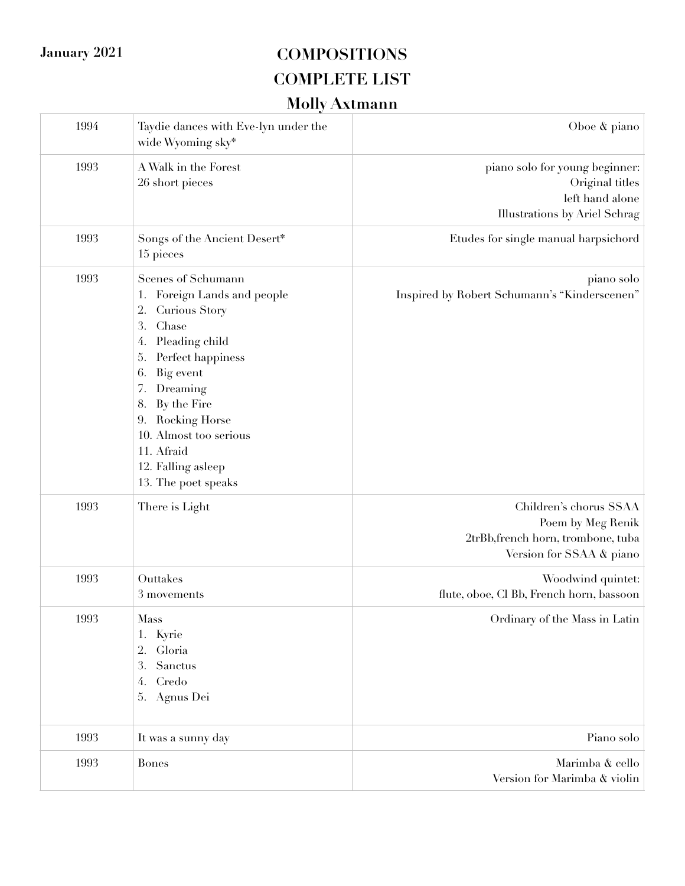January 2021

# COMPOSITIONS
# COMPLETE LIST
## Molly Axtmann

| | | |
|---|---|---|
| 1994 | Taydie dances with Eve-lyn under the wide Wyoming sky* | Oboe & piano |
| 1993 | A Walk in the Forest<br>26 short pieces | piano solo for young beginner:<br>Original titles<br>left hand alone<br>Illustrations by Ariel Schrag |
| 1993 | Songs of the Ancient Desert*<br>15 pieces | Etudes for single manual harpsichord |
| 1993 | Scenes of Schumann<br>1. Foreign Lands and people<br>2. Curious Story<br>3. Chase<br>4. Pleading child<br>5. Perfect happiness<br>6. Big event<br>7. Dreaming<br>8. By the Fire<br>9. Rocking Horse<br>10. Almost too serious<br>11. Afraid<br>12. Falling asleep<br>13. The poet speaks | piano solo<br>Inspired by Robert Schumann's "Kinderscenen" |
| 1993 | There is Light | Children's chorus SSAA<br>Poem by Meg Renik<br>2trBb,french horn, trombone, tuba<br>Version for SSAA & piano |
| 1993 | Outtakes<br>3 movements | Woodwind quintet:<br>flute, oboe, Cl Bb, French horn, bassoon |
| 1993 | Mass<br>1. Kyrie<br>2. Gloria<br>3. Sanctus<br>4. Credo<br>5. Agnus Dei | Ordinary of the Mass in Latin |
| 1993 | It was a sunny day | Piano solo |
| 1993 | Bones | Marimba & cello<br>Version for Marimba & violin |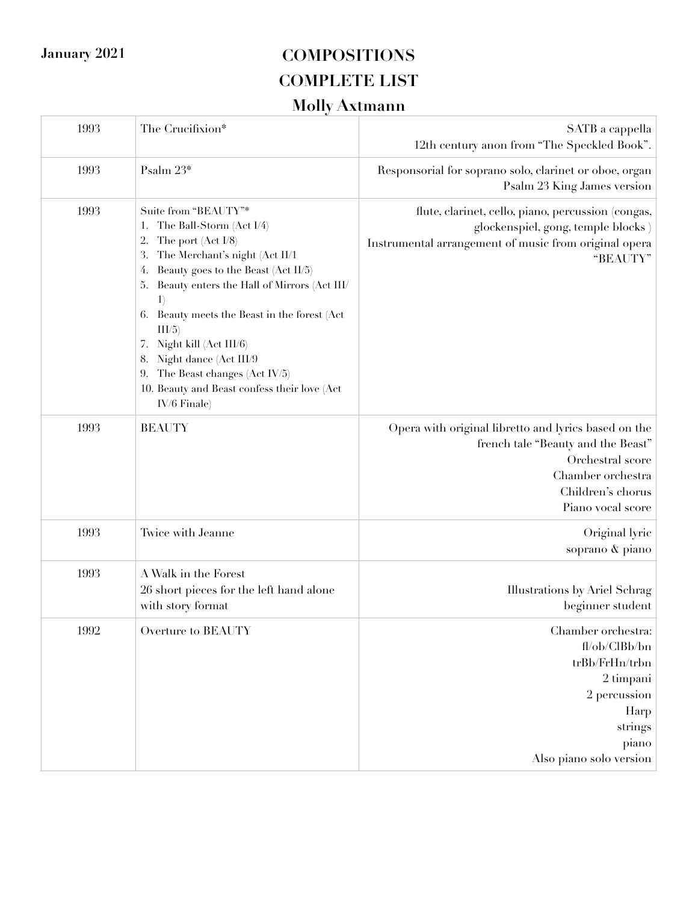January 2021

# COMPOSITIONS
# COMPLETE LIST
## Molly Axtmann

| | | |
|---|---|---|
| 1993 | The Crucifixion* | SATB a cappella<br>12th century anon from "The Speckled Book". |
| 1993 | Psalm 23* | Responsorial for soprano solo, clarinet or oboe, organ<br>Psalm 23 King James version |
| 1993 | Suite from "BEAUTY"*<br>1. The Ball-Storm (Act I/4)<br>2. The port (Act I/8)<br>3. The Merchant's night (Act II/1<br>4. Beauty goes to the Beast (Act II/5)<br>5. Beauty enters the Hall of Mirrors (Act III/1)<br>6. Beauty meets the Beast in the forest (Act III/5)<br>7. Night kill (Act III/6)<br>8. Night dance (Act III/9<br>9. The Beast changes (Act IV/5)<br>10. Beauty and Beast confess their love (Act IV/6 Finale) | flute, clarinet, cello, piano, percussion (congas, glockenspiel, gong, temple blocks )<br>Instrumental arrangement of music from original opera "BEAUTY" |
| 1993 | BEAUTY | Opera with original libretto and lyrics based on the french tale "Beauty and the Beast"<br>Orchestral score<br>Chamber orchestra<br>Children's chorus<br>Piano vocal score |
| 1993 | Twice with Jeanne | Original lyric<br>soprano & piano |
| 1993 | A Walk in the Forest<br>26 short pieces for the left hand alone with story format | Illustrations by Ariel Schrag<br>beginner student |
| 1992 | Overture to BEAUTY | Chamber orchestra:<br>fl/ob/ClBb/bn<br>trBb/FrHn/trbn<br>2 timpani<br>2 percussion<br>Harp<br>strings<br>piano<br>Also piano solo version |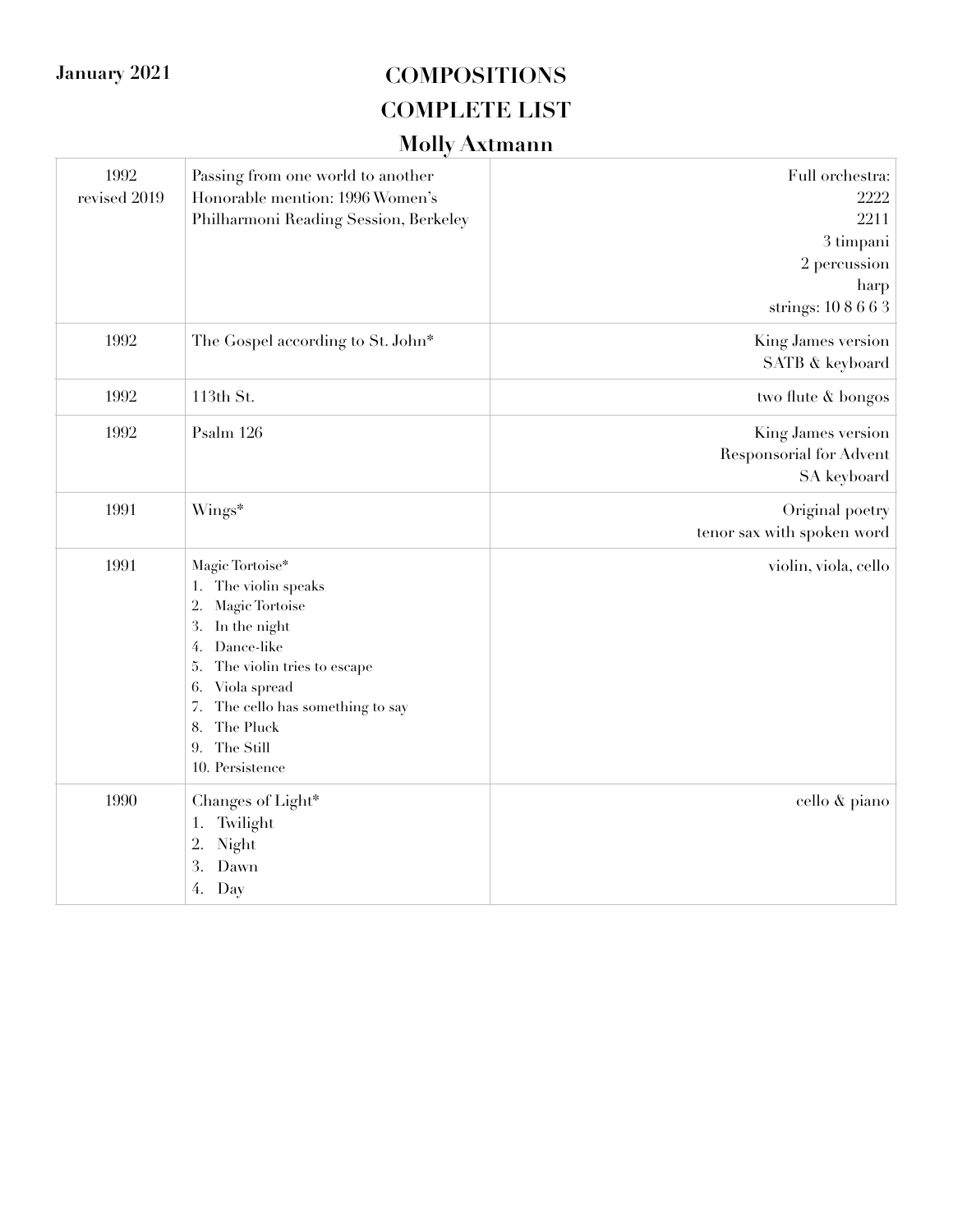**January 2021**

# COMPOSITIONS
# COMPLETE LIST
# Molly Axtmann

| | | |
|---|---|---|
| 1992<br>revised 2019 | Passing from one world to another<br>Honorable mention: 1996 Women's Philharmoni Reading Session, Berkeley | Full orchestra:<br>2222<br>2211<br>3 timpani<br>2 percussion<br>harp<br>strings: 10 8 6 6 3 |
| 1992 | The Gospel according to St. John* | King James version<br>SATB & keyboard |
| 1992 | 113th St. | two flute & bongos |
| 1992 | Psalm 126 | King James version<br>Responsorial for Advent<br>SA keyboard |
| 1991 | Wings* | Original poetry<br>tenor sax with spoken word |
| 1991 | Magic Tortoise*<br>1. The violin speaks<br>2. Magic Tortoise<br>3. In the night<br>4. Dance-like<br>5. The violin tries to escape<br>6. Viola spread<br>7. The cello has something to say<br>8. The Pluck<br>9. The Still<br>10. Persistence | violin, viola, cello |
| 1990 | Changes of Light*<br>1. Twilight<br>2. Night<br>3. Dawn<br>4. Day | cello & piano |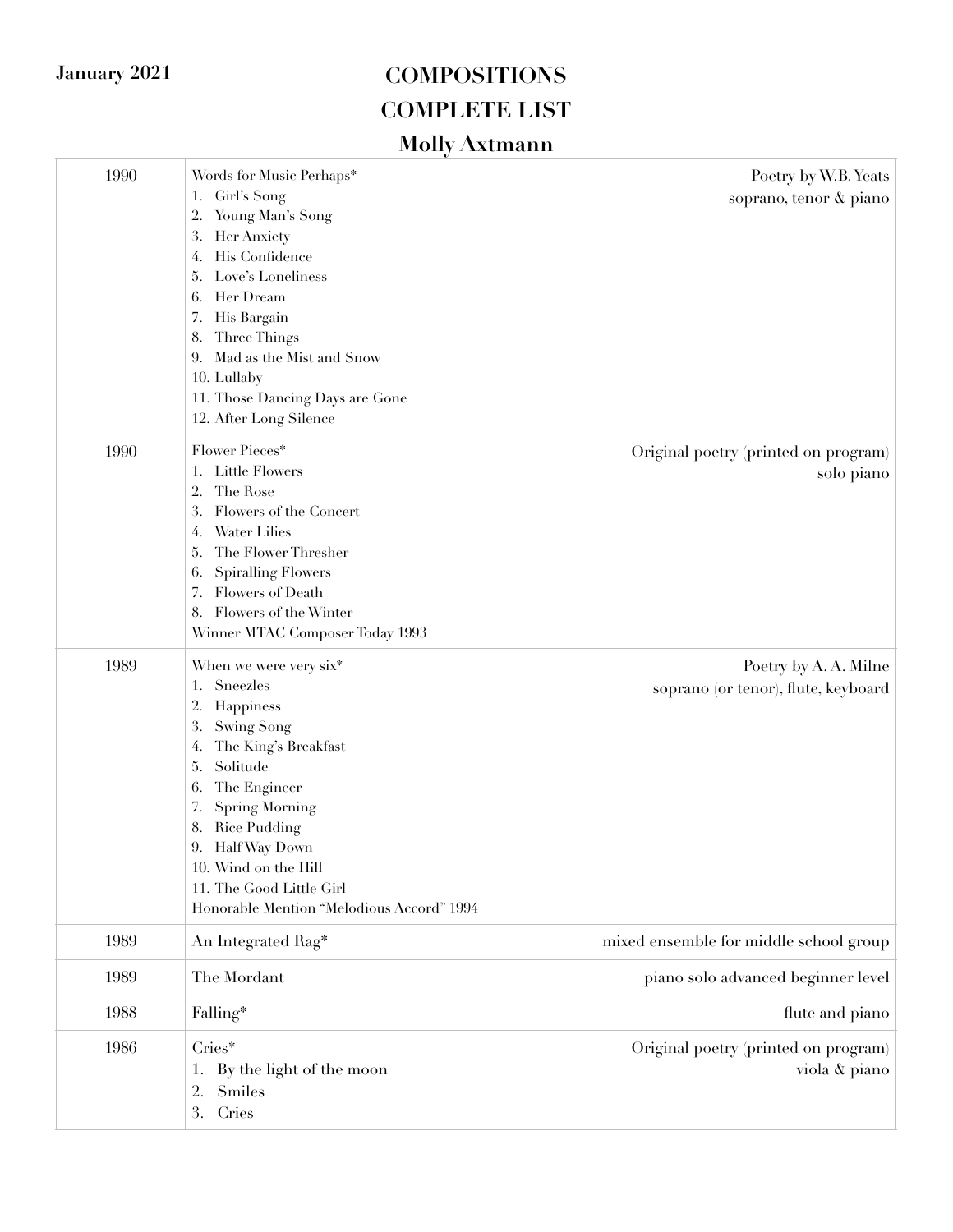January 2021

# COMPOSITIONS
# COMPLETE LIST
# Molly Axtmann

| Year | Title | Details |
| --- | --- | --- |
| 1990 | Words for Music Perhaps*<br>1. Girl's Song<br>2. Young Man's Song<br>3. Her Anxiety<br>4. His Confidence<br>5. Love's Loneliness<br>6. Her Dream<br>7. His Bargain<br>8. Three Things<br>9. Mad as the Mist and Snow<br>10. Lullaby<br>11. Those Dancing Days are Gone<br>12. After Long Silence | Poetry by W.B. Yeats<br>soprano, tenor & piano |
| 1990 | Flower Pieces*<br>1. Little Flowers<br>2. The Rose<br>3. Flowers of the Concert<br>4. Water Lilies<br>5. The Flower Thresher<br>6. Spiralling Flowers<br>7. Flowers of Death<br>8. Flowers of the Winter<br>Winner MTAC Composer Today 1993 | Original poetry (printed on program)<br>solo piano |
| 1989 | When we were very six*<br>1. Sneezles<br>2. Happiness<br>3. Swing Song<br>4. The King's Breakfast<br>5. Solitude<br>6. The Engineer<br>7. Spring Morning<br>8. Rice Pudding<br>9. Half Way Down<br>10. Wind on the Hill<br>11. The Good Little Girl<br>Honorable Mention "Melodious Accord" 1994 | Poetry by A. A. Milne<br>soprano (or tenor), flute, keyboard |
| 1989 | An Integrated Rag* | mixed ensemble for middle school group |
| 1989 | The Mordant | piano solo advanced beginner level |
| 1988 | Falling* | flute and piano |
| 1986 | Cries*<br>1. By the light of the moon<br>2. Smiles<br>3. Cries | Original poetry (printed on program)<br>viola & piano |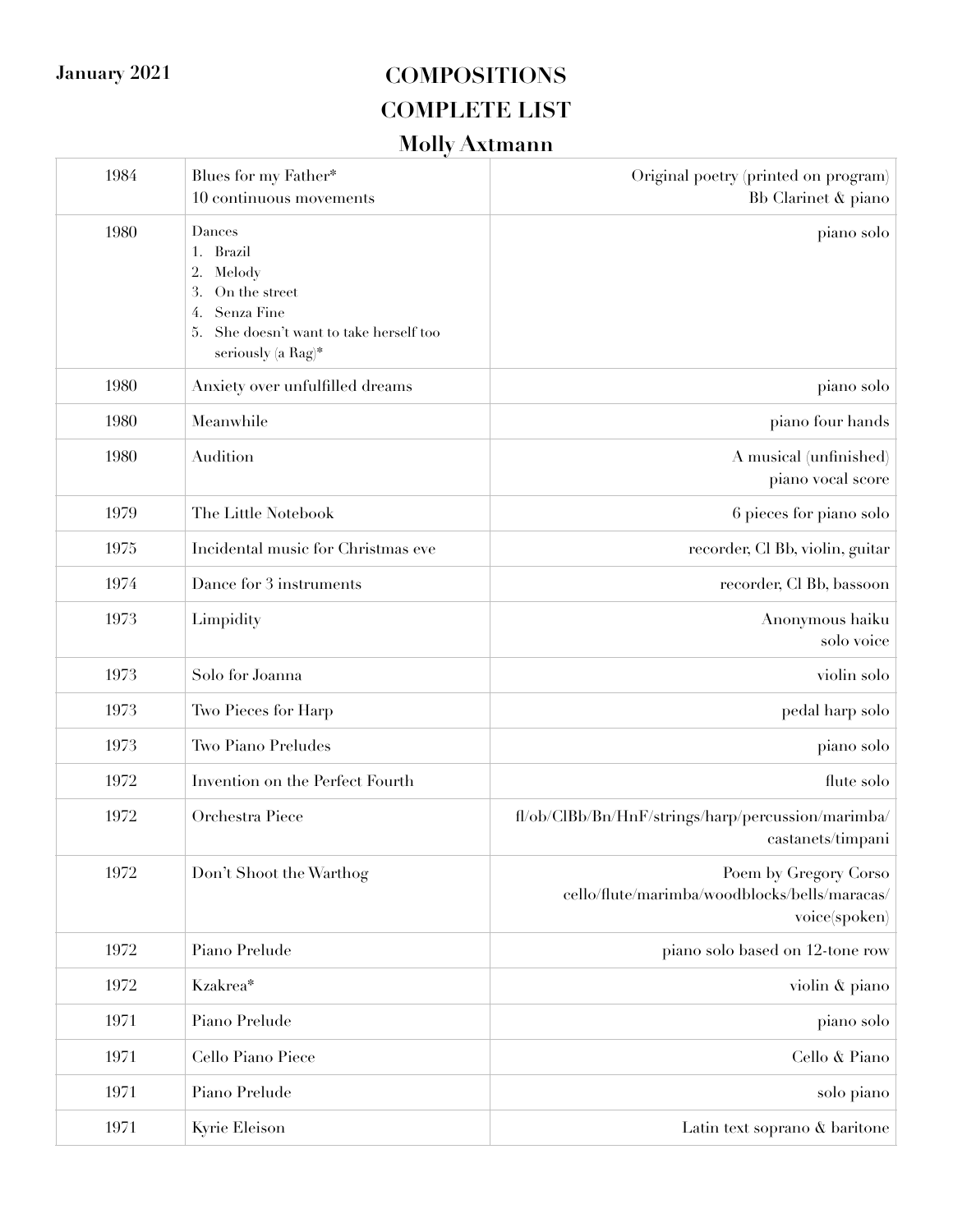January 2021

# COMPOSITIONS
# COMPLETE LIST
## Molly Axtmann

| | | |
|---|---|---|
| 1984 | Blues for my Father*<br>10 continuous movements | Original poetry (printed on program)<br>Bb Clarinet & piano |
| 1980 | Dances<br>1. Brazil<br>2. Melody<br>3. On the street<br>4. Senza Fine<br>5. She doesn't want to take herself too seriously (a Rag)* | piano solo |
| 1980 | Anxiety over unfulfilled dreams | piano solo |
| 1980 | Meanwhile | piano four hands |
| 1980 | Audition | A musical (unfinished)<br>piano vocal score |
| 1979 | The Little Notebook | 6 pieces for piano solo |
| 1975 | Incidental music for Christmas eve | recorder, Cl Bb, violin, guitar |
| 1974 | Dance for 3 instruments | recorder, Cl Bb, bassoon |
| 1973 | Limpidity | Anonymous haiku<br>solo voice |
| 1973 | Solo for Joanna | violin solo |
| 1973 | Two Pieces for Harp | pedal harp solo |
| 1973 | Two Piano Preludes | piano solo |
| 1972 | Invention on the Perfect Fourth | flute solo |
| 1972 | Orchestra Piece | fl/ob/ClBb/Bn/HnF/strings/harp/percussion/marimba/castanets/timpani |
| 1972 | Don't Shoot the Warthog | Poem by Gregory Corso<br>cello/flute/marimba/woodblocks/bells/maracas/voice(spoken) |
| 1972 | Piano Prelude | piano solo based on 12-tone row |
| 1972 | Kzakrea* | violin & piano |
| 1971 | Piano Prelude | piano solo |
| 1971 | Cello Piano Piece | Cello & Piano |
| 1971 | Piano Prelude | solo piano |
| 1971 | Kyrie Eleison | Latin text soprano & baritone |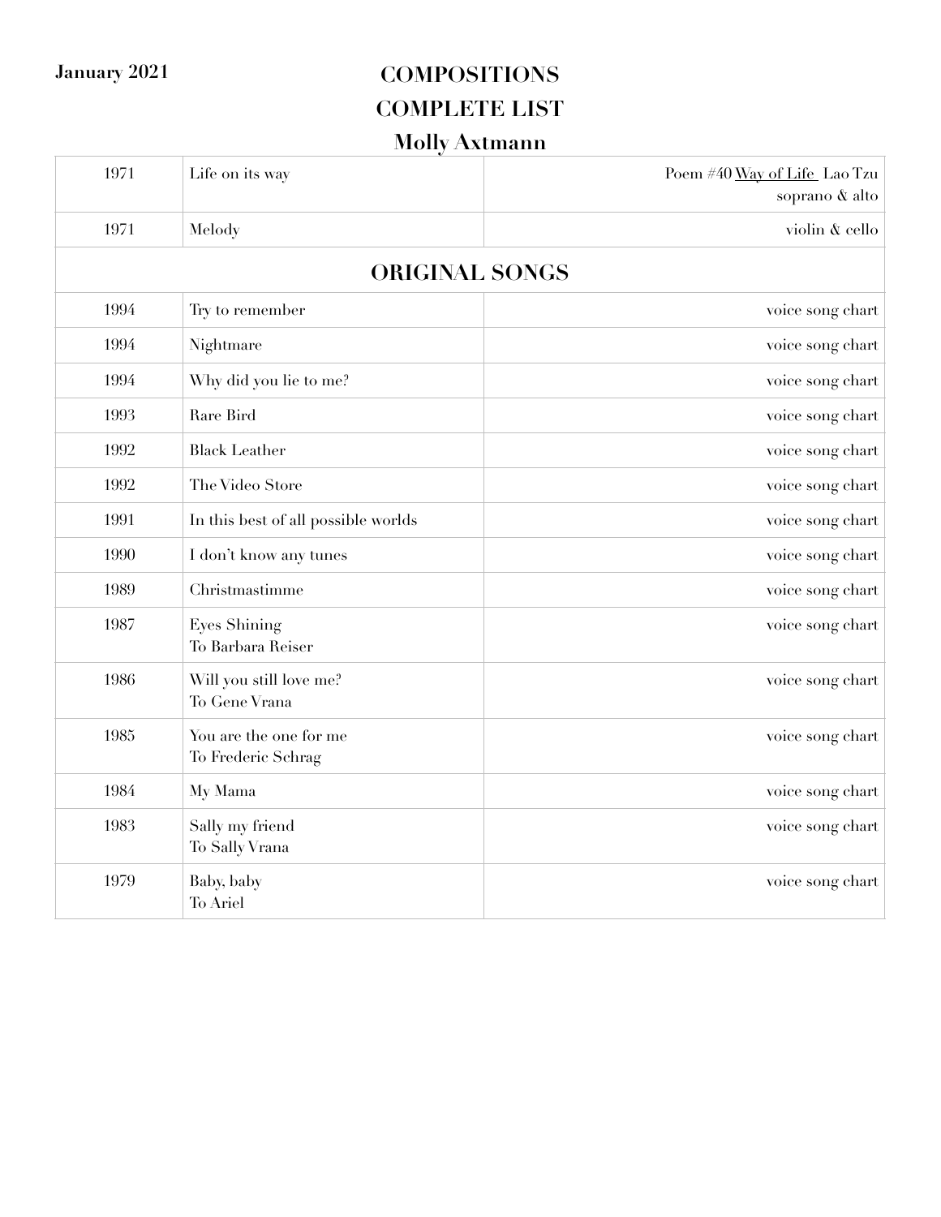**January 2021**

# COMPOSITIONS
# COMPLETE LIST
## Molly Axtmann

| | | |
|---|---|---|
| 1971 | Life on its way | Poem #40 Way of Life Lao Tzu<br>soprano & alto |
| 1971 | Melody | violin & cello |
| **ORIGINAL SONGS** | | |
| 1994 | Try to remember | voice song chart |
| 1994 | Nightmare | voice song chart |
| 1994 | Why did you lie to me? | voice song chart |
| 1993 | Rare Bird | voice song chart |
| 1992 | Black Leather | voice song chart |
| 1992 | The Video Store | voice song chart |
| 1991 | In this best of all possible worlds | voice song chart |
| 1990 | I don't know any tunes | voice song chart |
| 1989 | Christmastimme | voice song chart |
| 1987 | Eyes Shining<br>To Barbara Reiser | voice song chart |
| 1986 | Will you still love me?<br>To Gene Vrana | voice song chart |
| 1985 | You are the one for me<br>To Frederic Schrag | voice song chart |
| 1984 | My Mama | voice song chart |
| 1983 | Sally my friend<br>To Sally Vrana | voice song chart |
| 1979 | Baby, baby<br>To Ariel | voice song chart |